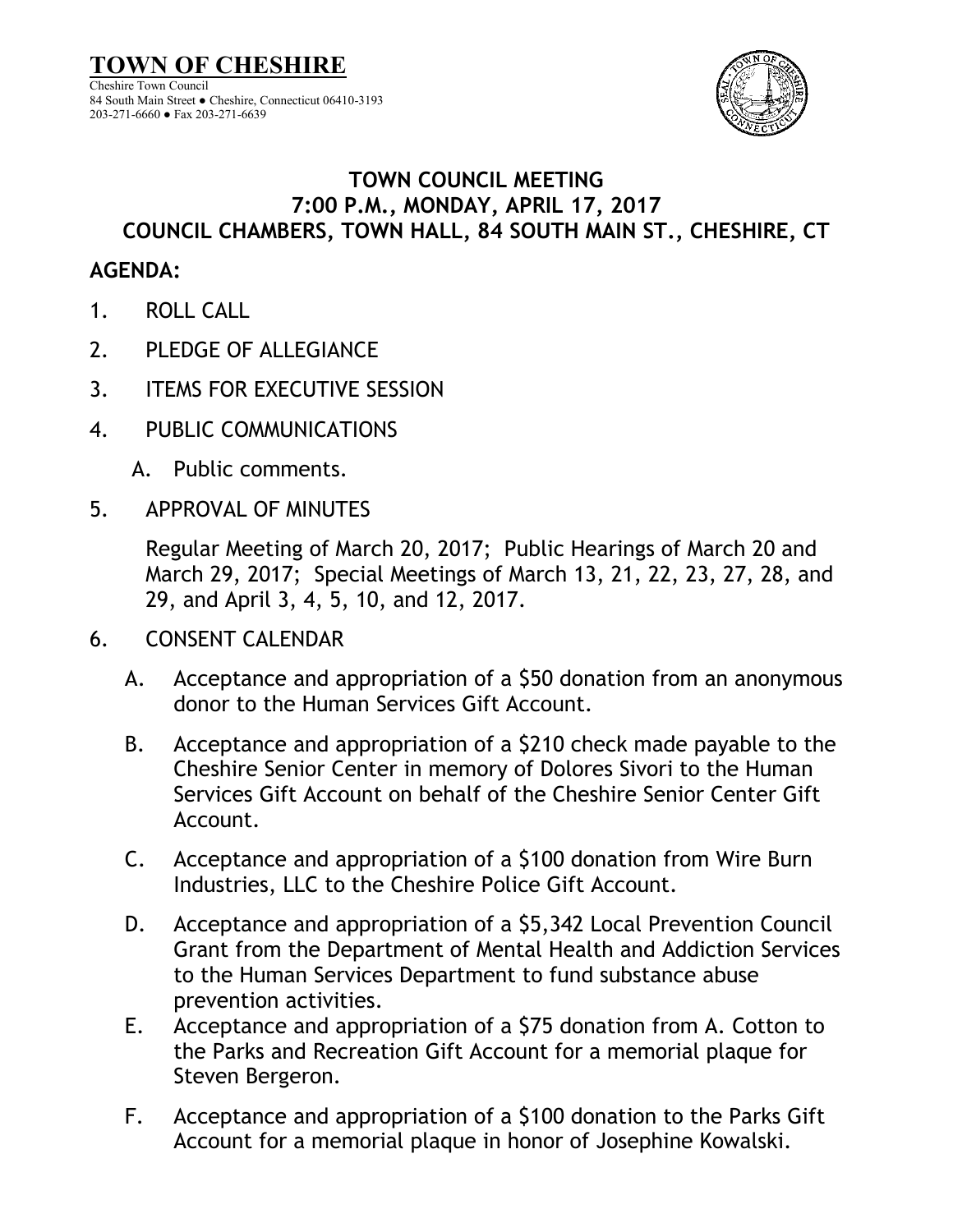# TOWN OF CHESHIRE

Cheshire Town Council
84 South Main Street ● Cheshire, Connecticut 06410-3193
203-271-6660 ● Fax 203-271-6639

## TOWN COUNCIL MEETING
## 7:00 P.M., MONDAY, APRIL 17, 2017
## COUNCIL CHAMBERS, TOWN HALL, 84 SOUTH MAIN ST., CHESHIRE, CT

**AGENDA:**

1. ROLL CALL

2. PLEDGE OF ALLEGIANCE

3. ITEMS FOR EXECUTIVE SESSION

4. PUBLIC COMMUNICATIONS

   A. Public comments.

5. APPROVAL OF MINUTES

   Regular Meeting of March 20, 2017; Public Hearings of March 20 and March 29, 2017; Special Meetings of March 13, 21, 22, 23, 27, 28, and 29, and April 3, 4, 5, 10, and 12, 2017.

6. CONSENT CALENDAR

   A. Acceptance and appropriation of a $50 donation from an anonymous donor to the Human Services Gift Account.

   B. Acceptance and appropriation of a $210 check made payable to the Cheshire Senior Center in memory of Dolores Sivori to the Human Services Gift Account on behalf of the Cheshire Senior Center Gift Account.

   C. Acceptance and appropriation of a $100 donation from Wire Burn Industries, LLC to the Cheshire Police Gift Account.

   D. Acceptance and appropriation of a $5,342 Local Prevention Council Grant from the Department of Mental Health and Addiction Services to the Human Services Department to fund substance abuse prevention activities.

   E. Acceptance and appropriation of a $75 donation from A. Cotton to the Parks and Recreation Gift Account for a memorial plaque for Steven Bergeron.

   F. Acceptance and appropriation of a $100 donation to the Parks Gift Account for a memorial plaque in honor of Josephine Kowalski.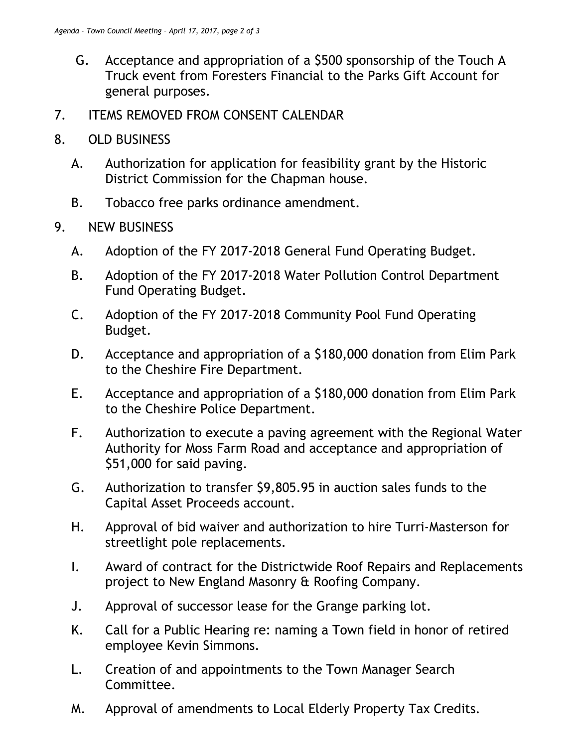G. Acceptance and appropriation of a $500 sponsorship of the Touch A Truck event from Foresters Financial to the Parks Gift Account for general purposes.

7. ITEMS REMOVED FROM CONSENT CALENDAR

8. OLD BUSINESS

   A. Authorization for application for feasibility grant by the Historic District Commission for the Chapman house.

   B. Tobacco free parks ordinance amendment.

9. NEW BUSINESS

   A. Adoption of the FY 2017-2018 General Fund Operating Budget.

   B. Adoption of the FY 2017-2018 Water Pollution Control Department Fund Operating Budget.

   C. Adoption of the FY 2017-2018 Community Pool Fund Operating Budget.

   D. Acceptance and appropriation of a $180,000 donation from Elim Park to the Cheshire Fire Department.

   E. Acceptance and appropriation of a $180,000 donation from Elim Park to the Cheshire Police Department.

   F. Authorization to execute a paving agreement with the Regional Water Authority for Moss Farm Road and acceptance and appropriation of $51,000 for said paving.

   G. Authorization to transfer $9,805.95 in auction sales funds to the Capital Asset Proceeds account.

   H. Approval of bid waiver and authorization to hire Turri-Masterson for streetlight pole replacements.

   I. Award of contract for the Districtwide Roof Repairs and Replacements project to New England Masonry & Roofing Company.

   J. Approval of successor lease for the Grange parking lot.

   K. Call for a Public Hearing re: naming a Town field in honor of retired employee Kevin Simmons.

   L. Creation of and appointments to the Town Manager Search Committee.

   M. Approval of amendments to Local Elderly Property Tax Credits.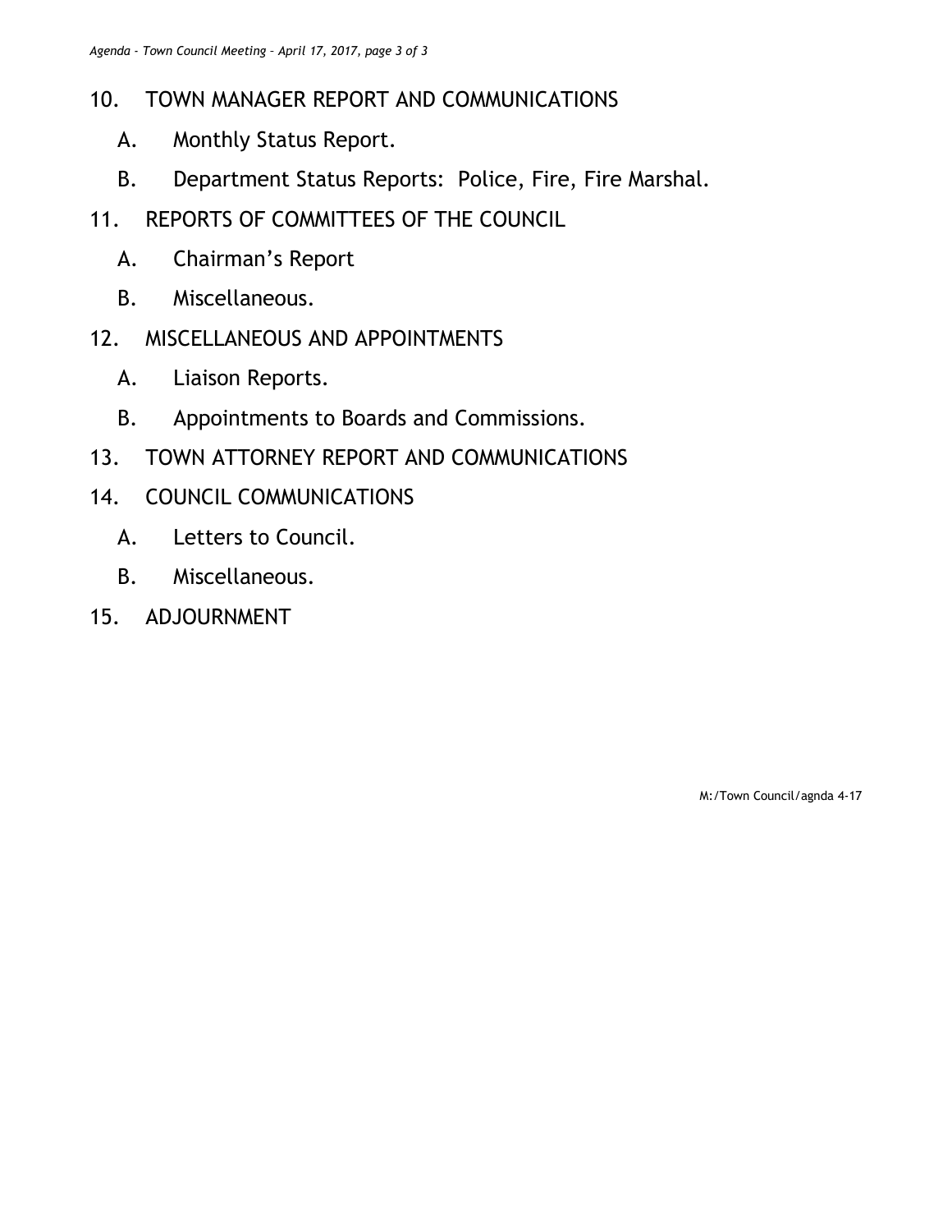10. TOWN MANAGER REPORT AND COMMUNICATIONS
    A. Monthly Status Report.
    B. Department Status Reports: Police, Fire, Fire Marshal.
11. REPORTS OF COMMITTEES OF THE COUNCIL
    A. Chairman's Report
    B. Miscellaneous.
12. MISCELLANEOUS AND APPOINTMENTS
    A. Liaison Reports.
    B. Appointments to Boards and Commissions.
13. TOWN ATTORNEY REPORT AND COMMUNICATIONS
14. COUNCIL COMMUNICATIONS
    A. Letters to Council.
    B. Miscellaneous.
15. ADJOURNMENT

M:/Town Council/agnda 4-17